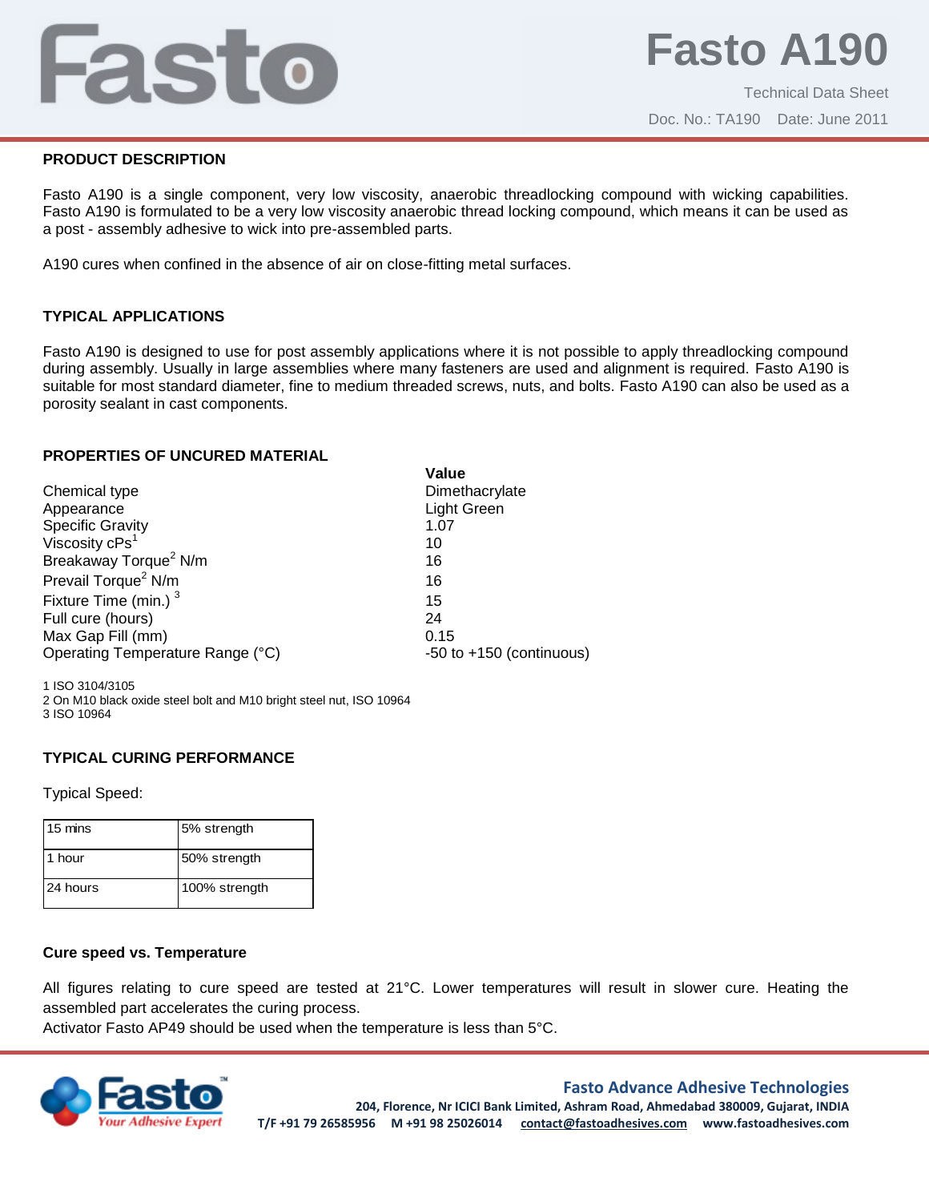# Fasto A190

Technical Data Sheet

Doc. No.: TA190 Date: June 2011

## PRODUCT DESCRIPTION

Fasto A190 is a single component, very low viscosity, anaerobic threadlocking compound with wicking capabilities. Fasto A190 is formulated to be a very low viscosity anaerobic thread locking compound, which means it can be used as a post - assembly adhesive to wick into pre-assembled parts.

A190 cures when confined in the absence of air on close-fitting metal surfaces.

## TYPICAL APPLICATIONS

Fasto A190 is designed to use for post assembly applications where it is not possible to apply threadlocking compound during assembly. Usually in large assemblies where many fasteners are used and alignment is required. Fasto A190 is suitable for most standard diameter, fine to medium threaded screws, nuts, and bolts. Fasto A190 can also be used as a porosity sealant in cast components.

## PROPERTIES OF UNCURED MATERIAL

| | Value |
|---|---|
| Chemical type | Dimethacrylate |
| Appearance | Light Green |
| Specific Gravity | 1.07 |
| Viscosity cPs[1] | 10 |
| Breakaway Torque[2] N/m | 16 |
| Prevail Torque[2] N/m | 16 |
| Fixture Time (min.) [3] | 15 |
| Full cure (hours) | 24 |
| Max Gap Fill (mm) | 0.15 |
| Operating Temperature Range (°C) | -50 to +150 (continuous) |

1 ISO 3104/3105
2 On M10 black oxide steel bolt and M10 bright steel nut, ISO 10964
3 ISO 10964

## TYPICAL CURING PERFORMANCE

Typical Speed:

| | |
|---|---|
| 15 mins | 5% strength |
| 1 hour | 50% strength |
| 24 hours | 100% strength |

### Cure speed vs. Temperature

All figures relating to cure speed are tested at 21°C. Lower temperatures will result in slower cure. Heating the assembled part accelerates the curing process.
Activator Fasto AP49 should be used when the temperature is less than 5°C.

**Fasto Advance Adhesive Technologies**
204, Florence, Nr ICICI Bank Limited, Ashram Road, Ahmedabad 380009, Gujarat, INDIA
T/F +91 79 26585956 M +91 98 25026014 contact@fastoadhesives.com www.fastoadhesives.com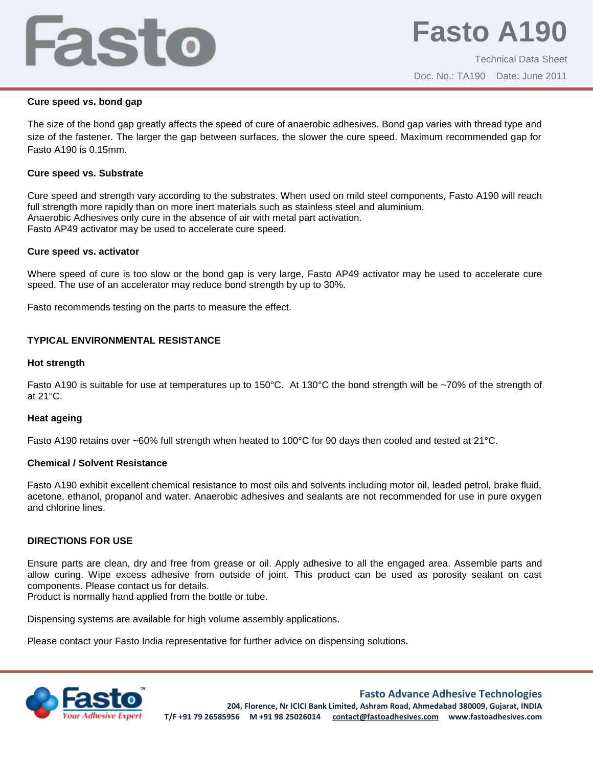**Cure speed vs. bond gap**

The size of the bond gap greatly affects the speed of cure of anaerobic adhesives. Bond gap varies with thread type and size of the fastener. The larger the gap between surfaces, the slower the cure speed. Maximum recommended gap for Fasto A190 is 0.15mm.

**Cure speed vs. Substrate**

Cure speed and strength vary according to the substrates. When used on mild steel components, Fasto A190 will reach full strength more rapidly than on more inert materials such as stainless steel and aluminium.
Anaerobic Adhesives only cure in the absence of air with metal part activation.
Fasto AP49 activator may be used to accelerate cure speed.

**Cure speed vs. activator**

Where speed of cure is too slow or the bond gap is very large, Fasto AP49 activator may be used to accelerate cure speed. The use of an accelerator may reduce bond strength by up to 30%.

Fasto recommends testing on the parts to measure the effect.

## TYPICAL ENVIRONMENTAL RESISTANCE

**Hot strength**

Fasto A190 is suitable for use at temperatures up to 150°C. At 130°C the bond strength will be ~70% of the strength of at 21°C.

**Heat ageing**

Fasto A190 retains over ~60% full strength when heated to 100°C for 90 days then cooled and tested at 21°C.

**Chemical / Solvent Resistance**

Fasto A190 exhibit excellent chemical resistance to most oils and solvents including motor oil, leaded petrol, brake fluid, acetone, ethanol, propanol and water. Anaerobic adhesives and sealants are not recommended for use in pure oxygen and chlorine lines.

## DIRECTIONS FOR USE

Ensure parts are clean, dry and free from grease or oil. Apply adhesive to all the engaged area. Assemble parts and allow curing. Wipe excess adhesive from outside of joint. This product can be used as porosity sealant on cast components. Please contact us for details.
Product is normally hand applied from the bottle or tube.

Dispensing systems are available for high volume assembly applications.

Please contact your Fasto India representative for further advice on dispensing solutions.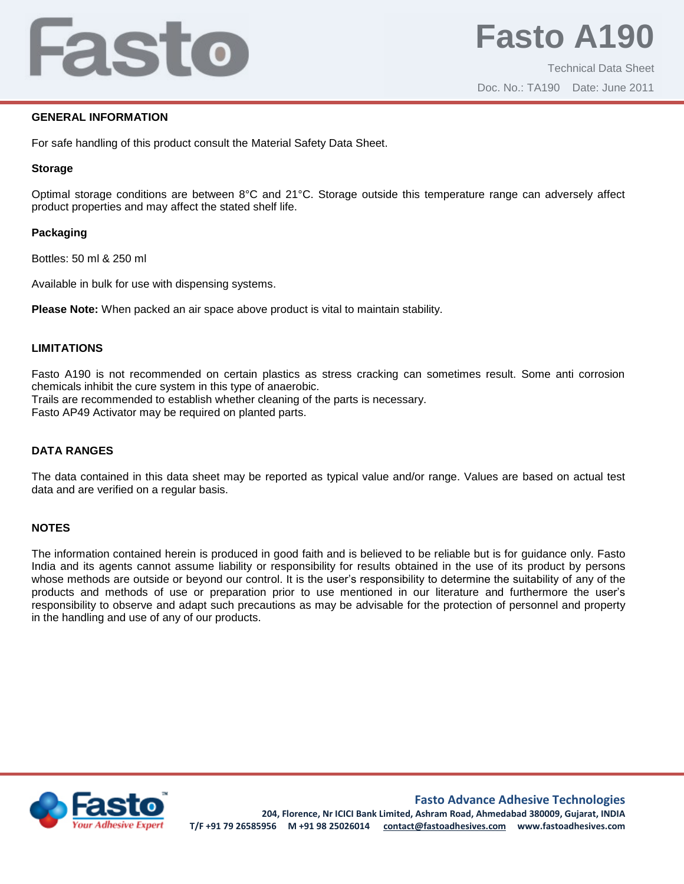## GENERAL INFORMATION

For safe handling of this product consult the Material Safety Data Sheet.

### Storage

Optimal storage conditions are between 8°C and 21°C. Storage outside this temperature range can adversely affect product properties and may affect the stated shelf life.

### Packaging

Bottles: 50 ml & 250 ml

Available in bulk for use with dispensing systems.

**Please Note:** When packed an air space above product is vital to maintain stability.

## LIMITATIONS

Fasto A190 is not recommended on certain plastics as stress cracking can sometimes result. Some anti corrosion chemicals inhibit the cure system in this type of anaerobic.
Trails are recommended to establish whether cleaning of the parts is necessary.
Fasto AP49 Activator may be required on planted parts.

## DATA RANGES

The data contained in this data sheet may be reported as typical value and/or range. Values are based on actual test data and are verified on a regular basis.

## NOTES

The information contained herein is produced in good faith and is believed to be reliable but is for guidance only. Fasto India and its agents cannot assume liability or responsibility for results obtained in the use of its product by persons whose methods are outside or beyond our control. It is the user's responsibility to determine the suitability of any of the products and methods of use or preparation prior to use mentioned in our literature and furthermore the user's responsibility to observe and adapt such precautions as may be advisable for the protection of personnel and property in the handling and use of any of our products.